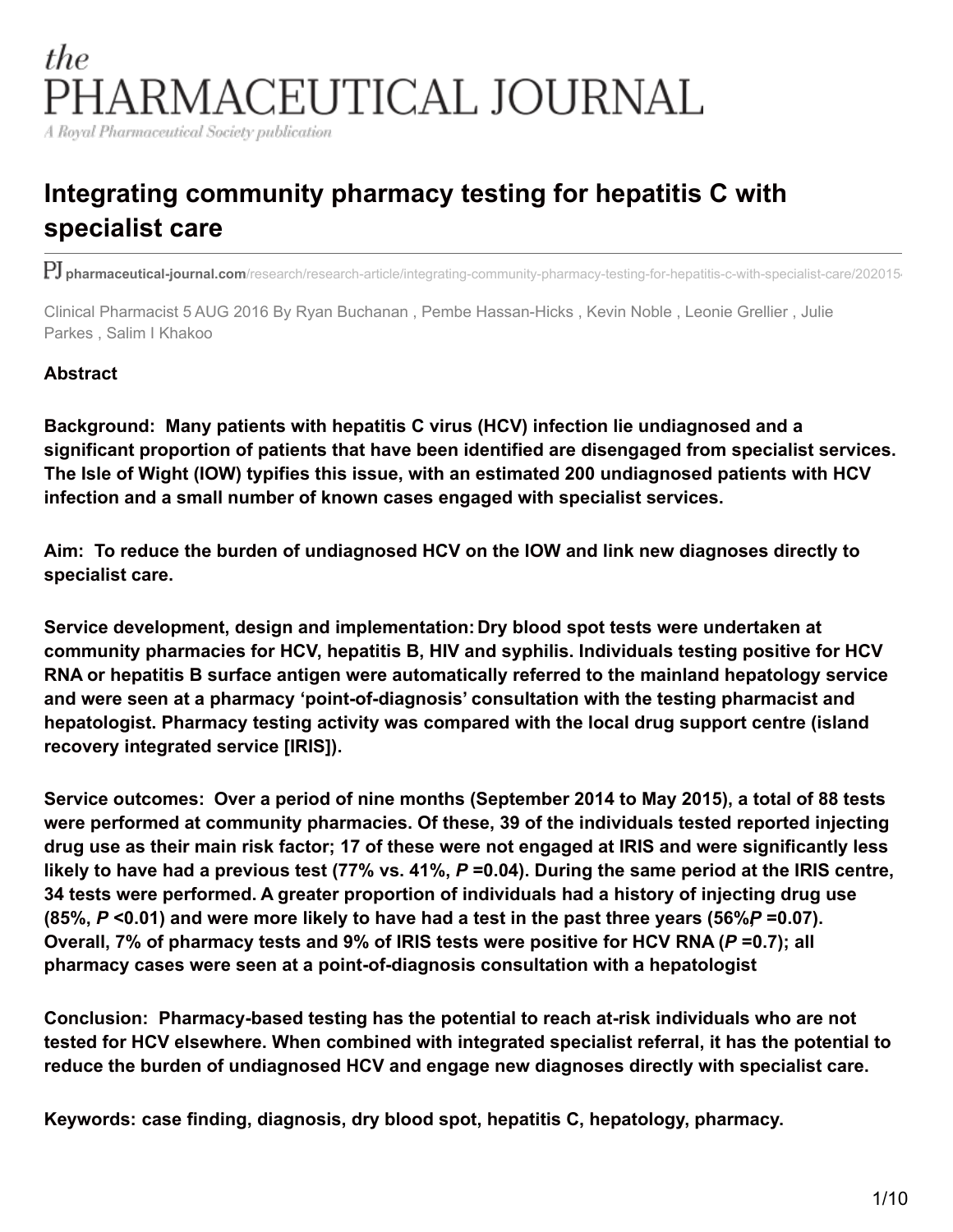# the PHARMACEUTICAL JOURNAL

*A Royal Pharmaceutical Society publication*

## Integrating community pharmacy testing for hepatitis C with specialist care

PJ pharmaceutical-journal.com/research/research-article/integrating-community-pharmacy-testing-for-hepatitis-c-with-specialist-care/202015

Clinical Pharmacist 5 AUG 2016 By Ryan Buchanan , Pembe Hassan-Hicks , Kevin Noble , Leonie Grellier , Julie Parkes , Salim I Khakoo

### Abstract

**Background: Many patients with hepatitis C virus (HCV) infection lie undiagnosed and a significant proportion of patients that have been identified are disengaged from specialist services. The Isle of Wight (IOW) typifies this issue, with an estimated 200 undiagnosed patients with HCV infection and a small number of known cases engaged with specialist services.**

**Aim: To reduce the burden of undiagnosed HCV on the IOW and link new diagnoses directly to specialist care.**

**Service development, design and implementation: Dry blood spot tests were undertaken at community pharmacies for HCV, hepatitis B, HIV and syphilis. Individuals testing positive for HCV RNA or hepatitis B surface antigen were automatically referred to the mainland hepatology service and were seen at a pharmacy 'point-of-diagnosis' consultation with the testing pharmacist and hepatologist. Pharmacy testing activity was compared with the local drug support centre (island recovery integrated service [IRIS]).**

**Service outcomes: Over a period of nine months (September 2014 to May 2015), a total of 88 tests were performed at community pharmacies. Of these, 39 of the individuals tested reported injecting drug use as their main risk factor; 17 of these were not engaged at IRIS and were significantly less likely to have had a previous test (77% vs. 41%, *P* =0.04). During the same period at the IRIS centre, 34 tests were performed. A greater proportion of individuals had a history of injecting drug use (85%, *P* <0.01) and were more likely to have had a test in the past three years (56%, *P* =0.07). Overall, 7% of pharmacy tests and 9% of IRIS tests were positive for HCV RNA (*P* =0.7); all pharmacy cases were seen at a point-of-diagnosis consultation with a hepatologist**

**Conclusion: Pharmacy-based testing has the potential to reach at-risk individuals who are not tested for HCV elsewhere. When combined with integrated specialist referral, it has the potential to reduce the burden of undiagnosed HCV and engage new diagnoses directly with specialist care.**

**Keywords: case finding, diagnosis, dry blood spot, hepatitis C, hepatology, pharmacy.**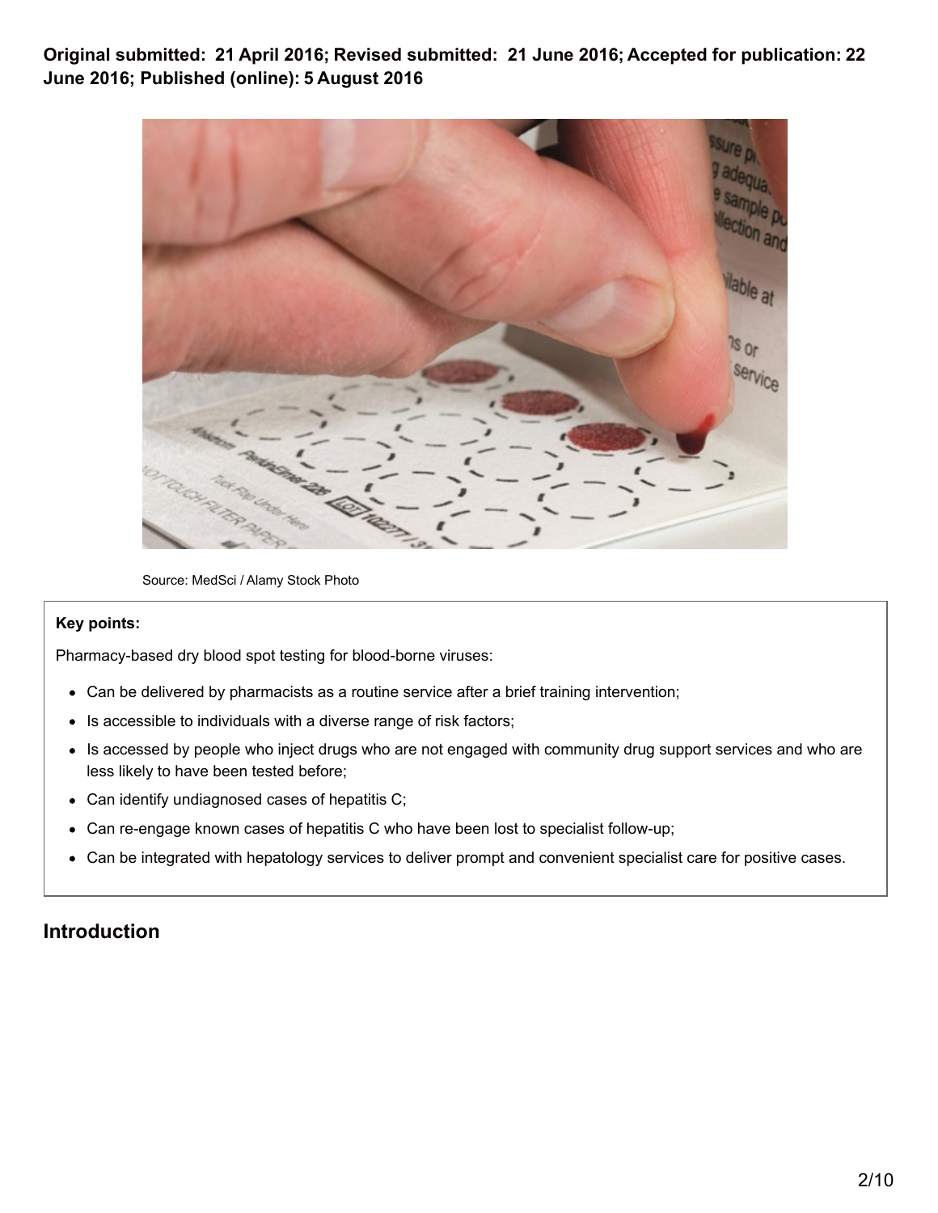**Original submitted: 21 April 2016; Revised submitted: 21 June 2016; Accepted for publication: 22 June 2016; Published (online): 5 August 2016**

Source: MedSci / Alamy Stock Photo

**Key points:**

Pharmacy-based dry blood spot testing for blood-borne viruses:

- Can be delivered by pharmacists as a routine service after a brief training intervention;
- Is accessible to individuals with a diverse range of risk factors;
- Is accessed by people who inject drugs who are not engaged with community drug support services and who are less likely to have been tested before;
- Can identify undiagnosed cases of hepatitis C;
- Can re-engage known cases of hepatitis C who have been lost to specialist follow-up;
- Can be integrated with hepatology services to deliver prompt and convenient specialist care for positive cases.

## Introduction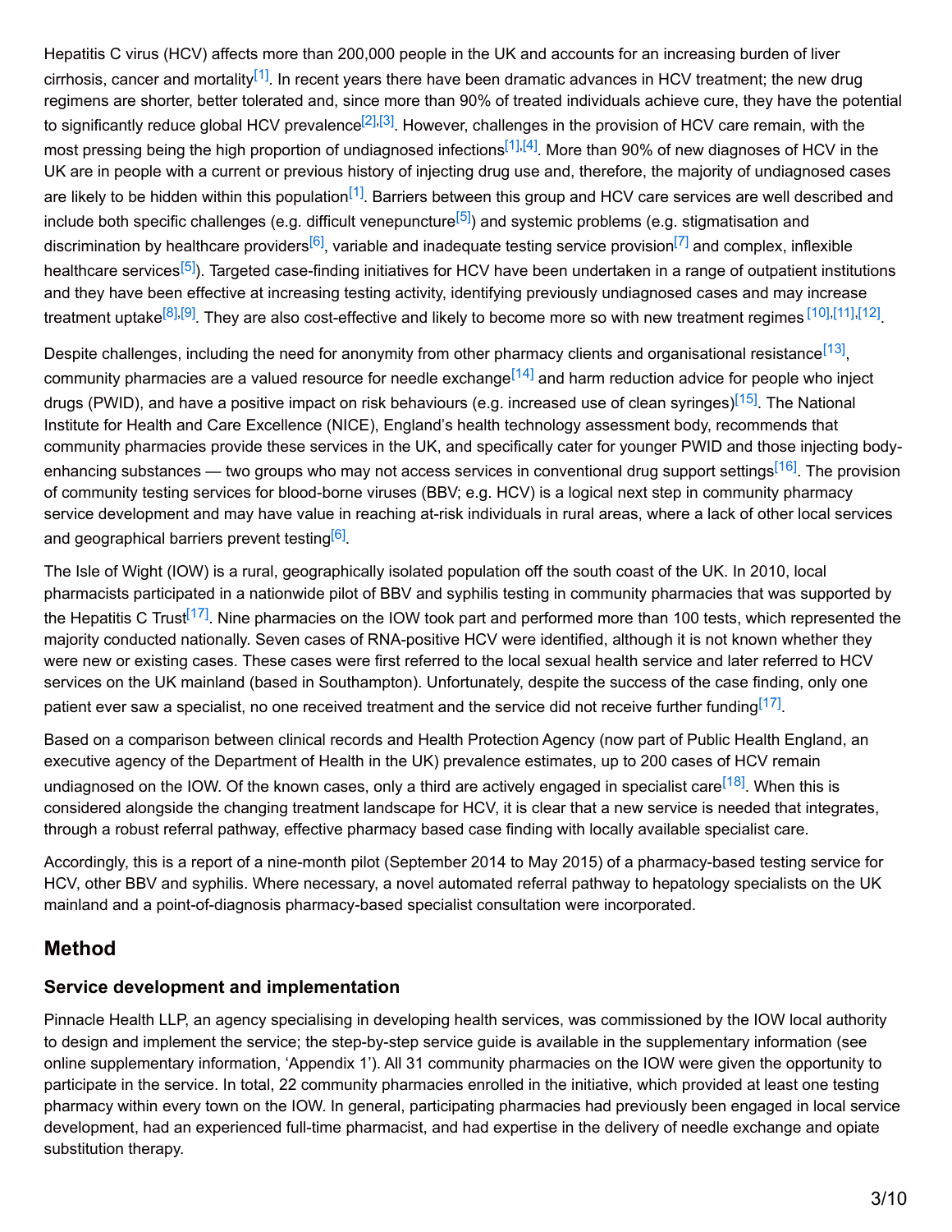Hepatitis C virus (HCV) affects more than 200,000 people in the UK and accounts for an increasing burden of liver cirrhosis, cancer and mortality[1]. In recent years there have been dramatic advances in HCV treatment; the new drug regimens are shorter, better tolerated and, since more than 90% of treated individuals achieve cure, they have the potential to significantly reduce global HCV prevalence[2],[3]. However, challenges in the provision of HCV care remain, with the most pressing being the high proportion of undiagnosed infections[1],[4]. More than 90% of new diagnoses of HCV in the UK are in people with a current or previous history of injecting drug use and, therefore, the majority of undiagnosed cases are likely to be hidden within this population[1]. Barriers between this group and HCV care services are well described and include both specific challenges (e.g. difficult venepuncture[5]) and systemic problems (e.g. stigmatisation and discrimination by healthcare providers[6], variable and inadequate testing service provision[7] and complex, inflexible healthcare services[5]). Targeted case-finding initiatives for HCV have been undertaken in a range of outpatient institutions and they have been effective at increasing testing activity, identifying previously undiagnosed cases and may increase treatment uptake[8],[9]. They are also cost-effective and likely to become more so with new treatment regimes [10],[11],[12].

Despite challenges, including the need for anonymity from other pharmacy clients and organisational resistance[13], community pharmacies are a valued resource for needle exchange[14] and harm reduction advice for people who inject drugs (PWID), and have a positive impact on risk behaviours (e.g. increased use of clean syringes)[15]. The National Institute for Health and Care Excellence (NICE), England's health technology assessment body, recommends that community pharmacies provide these services in the UK, and specifically cater for younger PWID and those injecting body-enhancing substances — two groups who may not access services in conventional drug support settings[16]. The provision of community testing services for blood-borne viruses (BBV; e.g. HCV) is a logical next step in community pharmacy service development and may have value in reaching at-risk individuals in rural areas, where a lack of other local services and geographical barriers prevent testing[6].

The Isle of Wight (IOW) is a rural, geographically isolated population off the south coast of the UK. In 2010, local pharmacists participated in a nationwide pilot of BBV and syphilis testing in community pharmacies that was supported by the Hepatitis C Trust[17]. Nine pharmacies on the IOW took part and performed more than 100 tests, which represented the majority conducted nationally. Seven cases of RNA-positive HCV were identified, although it is not known whether they were new or existing cases. These cases were first referred to the local sexual health service and later referred to HCV services on the UK mainland (based in Southampton). Unfortunately, despite the success of the case finding, only one patient ever saw a specialist, no one received treatment and the service did not receive further funding[17].

Based on a comparison between clinical records and Health Protection Agency (now part of Public Health England, an executive agency of the Department of Health in the UK) prevalence estimates, up to 200 cases of HCV remain undiagnosed on the IOW. Of the known cases, only a third are actively engaged in specialist care[18]. When this is considered alongside the changing treatment landscape for HCV, it is clear that a new service is needed that integrates, through a robust referral pathway, effective pharmacy based case finding with locally available specialist care.

Accordingly, this is a report of a nine-month pilot (September 2014 to May 2015) of a pharmacy-based testing service for HCV, other BBV and syphilis. Where necessary, a novel automated referral pathway to hepatology specialists on the UK mainland and a point-of-diagnosis pharmacy-based specialist consultation were incorporated.

## Method

### Service development and implementation

Pinnacle Health LLP, an agency specialising in developing health services, was commissioned by the IOW local authority to design and implement the service; the step-by-step service guide is available in the supplementary information (see online supplementary information, 'Appendix 1'). All 31 community pharmacies on the IOW were given the opportunity to participate in the service. In total, 22 community pharmacies enrolled in the initiative, which provided at least one testing pharmacy within every town on the IOW. In general, participating pharmacies had previously been engaged in local service development, had an experienced full-time pharmacist, and had expertise in the delivery of needle exchange and opiate substitution therapy.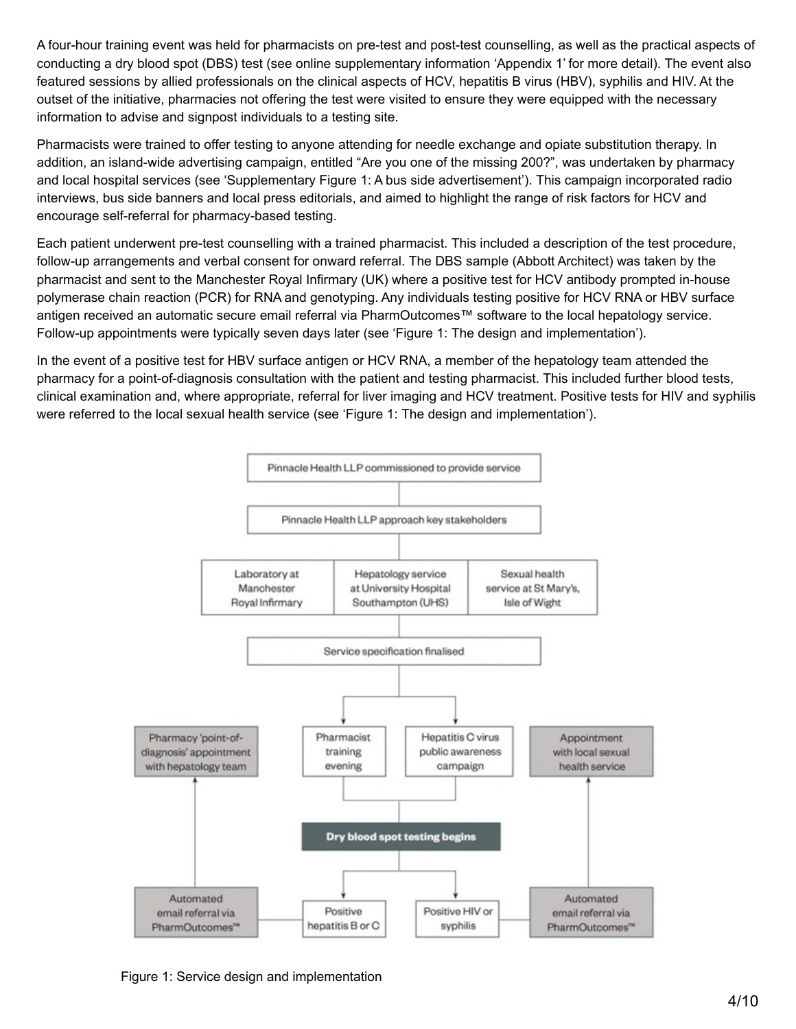A four-hour training event was held for pharmacists on pre-test and post-test counselling, as well as the practical aspects of conducting a dry blood spot (DBS) test (see online supplementary information 'Appendix 1' for more detail). The event also featured sessions by allied professionals on the clinical aspects of HCV, hepatitis B virus (HBV), syphilis and HIV. At the outset of the initiative, pharmacies not offering the test were visited to ensure they were equipped with the necessary information to advise and signpost individuals to a testing site.

Pharmacists were trained to offer testing to anyone attending for needle exchange and opiate substitution therapy. In addition, an island-wide advertising campaign, entitled "Are you one of the missing 200?", was undertaken by pharmacy and local hospital services (see 'Supplementary Figure 1: A bus side advertisement'). This campaign incorporated radio interviews, bus side banners and local press editorials, and aimed to highlight the range of risk factors for HCV and encourage self-referral for pharmacy-based testing.

Each patient underwent pre-test counselling with a trained pharmacist. This included a description of the test procedure, follow-up arrangements and verbal consent for onward referral. The DBS sample (Abbott Architect) was taken by the pharmacist and sent to the Manchester Royal Infirmary (UK) where a positive test for HCV antibody prompted in-house polymerase chain reaction (PCR) for RNA and genotyping. Any individuals testing positive for HCV RNA or HBV surface antigen received an automatic secure email referral via PharmOutcomes™ software to the local hepatology service. Follow-up appointments were typically seven days later (see 'Figure 1: The design and implementation').

In the event of a positive test for HBV surface antigen or HCV RNA, a member of the hepatology team attended the pharmacy for a point-of-diagnosis consultation with the patient and testing pharmacist. This included further blood tests, clinical examination and, where appropriate, referral for liver imaging and HCV treatment. Positive tests for HIV and syphilis were referred to the local sexual health service (see 'Figure 1: The design and implementation').

Pinnacle Health LLP commissioned to provide service

Pinnacle Health LLP approach key stakeholders

Laboratory at Manchester Royal Infirmary | Hepatology service at University Hospital Southampton (UHS) | Sexual health service at St Mary's, Isle of Wight

Service specification finalised

Pharmacy 'point-of-diagnosis' appointment with hepatology team | Pharmacist training evening | Hepatitis C virus public awareness campaign | Appointment with local sexual health service

Dry blood spot testing begins

Automated email referral via PharmOutcomes™ | Positive hepatitis B or C | Positive HIV or syphilis | Automated email referral via PharmOutcomes™

Figure 1: Service design and implementation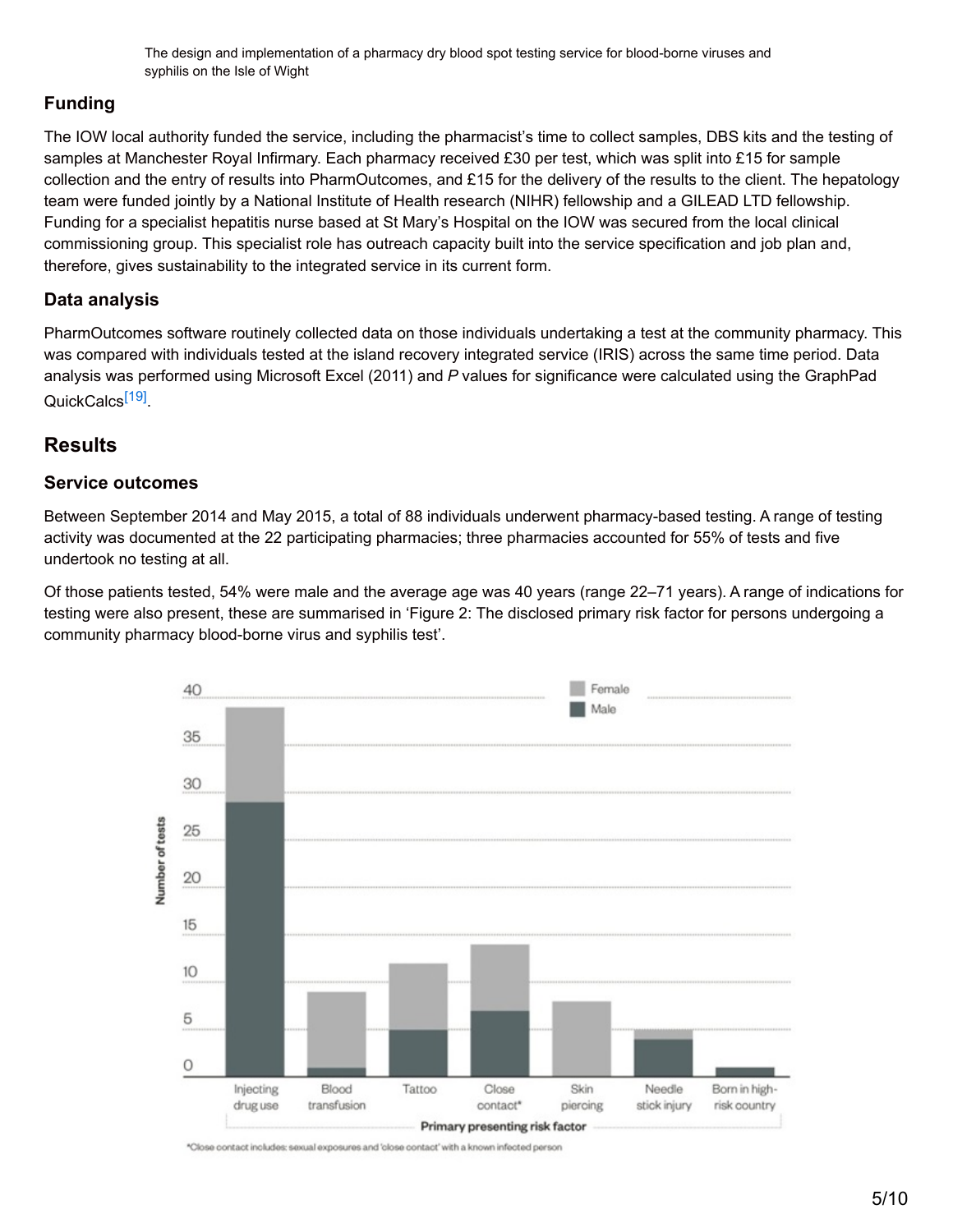## Funding

The IOW local authority funded the service, including the pharmacist's time to collect samples, DBS kits and the testing of samples at Manchester Royal Infirmary. Each pharmacy received £30 per test, which was split into £15 for sample collection and the entry of results into PharmOutcomes, and £15 for the delivery of the results to the client. The hepatology team were funded jointly by a National Institute of Health research (NIHR) fellowship and a GILEAD LTD fellowship. Funding for a specialist hepatitis nurse based at St Mary's Hospital on the IOW was secured from the local clinical commissioning group. This specialist role has outreach capacity built into the service specification and job plan and, therefore, gives sustainability to the integrated service in its current form.

## Data analysis

PharmOutcomes software routinely collected data on those individuals undertaking a test at the community pharmacy. This was compared with individuals tested at the island recovery integrated service (IRIS) across the same time period. Data analysis was performed using Microsoft Excel (2011) and *P* values for significance were calculated using the GraphPad QuickCalcs[19].

# Results

## Service outcomes

Between September 2014 and May 2015, a total of 88 individuals underwent pharmacy-based testing. A range of testing activity was documented at the 22 participating pharmacies; three pharmacies accounted for 55% of tests and five undertook no testing at all.

Of those patients tested, 54% were male and the average age was 40 years (range 22–71 years). A range of indications for testing were also present, these are summarised in 'Figure 2: The disclosed primary risk factor for persons undergoing a community pharmacy blood-borne virus and syphilis test'.

*Close contact includes: sexual exposures and 'close contact' with a known infected person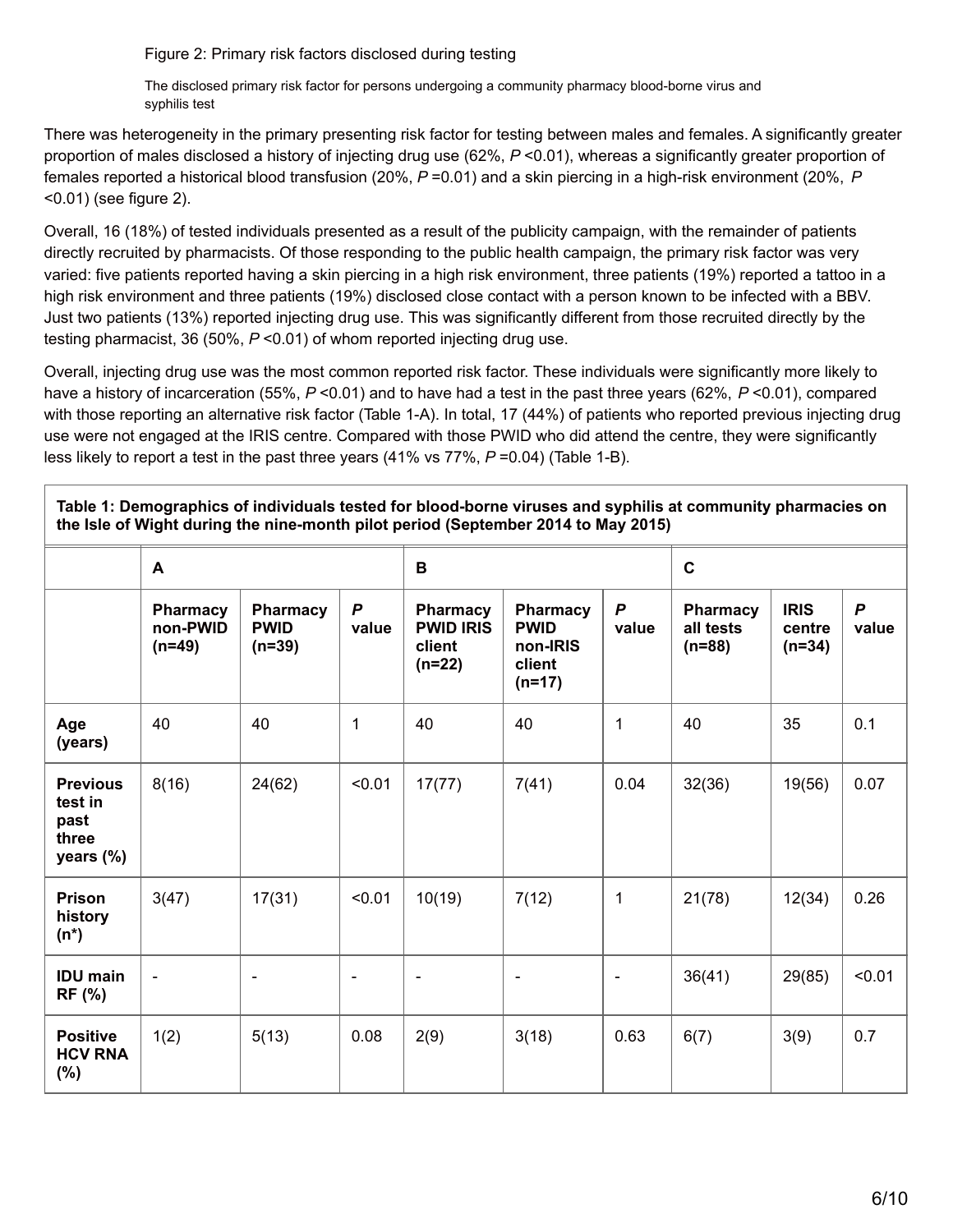Figure 2: Primary risk factors disclosed during testing

The disclosed primary risk factor for persons undergoing a community pharmacy blood-borne virus and syphilis test

There was heterogeneity in the primary presenting risk factor for testing between males and females. A significantly greater proportion of males disclosed a history of injecting drug use (62%, $P$ <0.01), whereas a significantly greater proportion of females reported a historical blood transfusion (20%, $P$ =0.01) and a skin piercing in a high-risk environment (20%, $P$ <0.01) (see figure 2).

Overall, 16 (18%) of tested individuals presented as a result of the publicity campaign, with the remainder of patients directly recruited by pharmacists. Of those responding to the public health campaign, the primary risk factor was very varied: five patients reported having a skin piercing in a high risk environment, three patients (19%) reported a tattoo in a high risk environment and three patients (19%) disclosed close contact with a person known to be infected with a BBV. Just two patients (13%) reported injecting drug use. This was significantly different from those recruited directly by the testing pharmacist, 36 (50%, $P$ <0.01) of whom reported injecting drug use.

Overall, injecting drug use was the most common reported risk factor. These individuals were significantly more likely to have a history of incarceration (55%, $P$ <0.01) and to have had a test in the past three years (62%, $P$ <0.01), compared with those reporting an alternative risk factor (Table 1-A). In total, 17 (44%) of patients who reported previous injecting drug use were not engaged at the IRIS centre. Compared with those PWID who did attend the centre, they were significantly less likely to report a test in the past three years (41% vs 77%, $P$ =0.04) (Table 1-B).

**Table 1: Demographics of individuals tested for blood-borne viruses and syphilis at community pharmacies on the Isle of Wight during the nine-month pilot period (September 2014 to May 2015)**

| | A | | | B | | | C | | |
|---|---|---|---|---|---|---|---|---|---|
| | **Pharmacy non-PWID (n=49)** | **Pharmacy PWID (n=39)** | ***P* value** | **Pharmacy PWID IRIS client (n=22)** | **Pharmacy PWID non-IRIS client (n=17)** | ***P* value** | **Pharmacy all tests (n=88)** | **IRIS centre (n=34)** | ***P* value** |
| **Age (years)** | 40 | 40 | 1 | 40 | 40 | 1 | 40 | 35 | 0.1 |
| **Previous test in past three years (%)** | 8(16) | 24(62) | <0.01 | 17(77) | 7(41) | 0.04 | 32(36) | 19(56) | 0.07 |
| **Prison history (n\*)** | 3(47) | 17(31) | <0.01 | 10(19) | 7(12) | 1 | 21(78) | 12(34) | 0.26 |
| **IDU main RF (%)** | - | - | - | - | - | - | 36(41) | 29(85) | <0.01 |
| **Positive HCV RNA (%)** | 1(2) | 5(13) | 0.08 | 2(9) | 3(18) | 0.63 | 6(7) | 3(9) | 0.7 |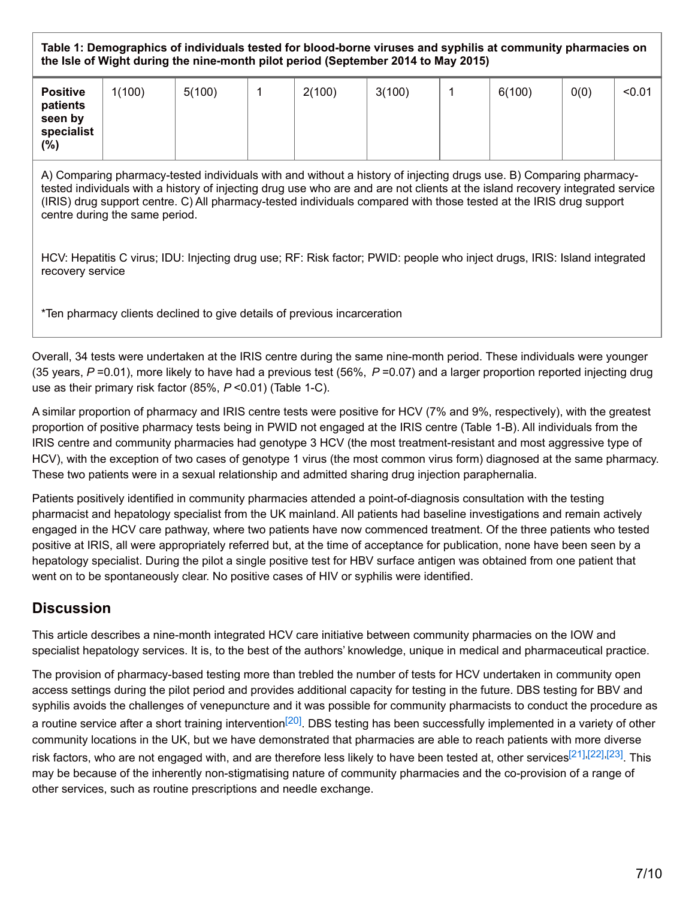**Table 1: Demographics of individuals tested for blood-borne viruses and syphilis at community pharmacies on the Isle of Wight during the nine-month pilot period (September 2014 to May 2015)**

| | | | | | | | | | |
|---|---|---|---|---|---|---|---|---|---|
| **Positive patients seen by specialist (%)** | 1(100) | 5(100) | 1 | 2(100) | 3(100) | 1 | 6(100) | 0(0) | <0.01 |

A) Comparing pharmacy-tested individuals with and without a history of injecting drugs use. B) Comparing pharmacy-tested individuals with a history of injecting drug use who are and are not clients at the island recovery integrated service (IRIS) drug support centre. C) All pharmacy-tested individuals compared with those tested at the IRIS drug support centre during the same period.

HCV: Hepatitis C virus; IDU: Injecting drug use; RF: Risk factor; PWID: people who inject drugs, IRIS: Island integrated recovery service

*Ten pharmacy clients declined to give details of previous incarceration

Overall, 34 tests were undertaken at the IRIS centre during the same nine-month period. These individuals were younger (35 years, $P = 0.01$), more likely to have had a previous test (56%, $P = 0.07$) and a larger proportion reported injecting drug use as their primary risk factor (85%, $P < 0.01$) (Table 1-C).

A similar proportion of pharmacy and IRIS centre tests were positive for HCV (7% and 9%, respectively), with the greatest proportion of positive pharmacy tests being in PWID not engaged at the IRIS centre (Table 1-B). All individuals from the IRIS centre and community pharmacies had genotype 3 HCV (the most treatment-resistant and most aggressive type of HCV), with the exception of two cases of genotype 1 virus (the most common virus form) diagnosed at the same pharmacy. These two patients were in a sexual relationship and admitted sharing drug injection paraphernalia.

Patients positively identified in community pharmacies attended a point-of-diagnosis consultation with the testing pharmacist and hepatology specialist from the UK mainland. All patients had baseline investigations and remain actively engaged in the HCV care pathway, where two patients have now commenced treatment. Of the three patients who tested positive at IRIS, all were appropriately referred but, at the time of acceptance for publication, none have been seen by a hepatology specialist. During the pilot a single positive test for HBV surface antigen was obtained from one patient that went on to be spontaneously clear. No positive cases of HIV or syphilis were identified.

## Discussion

This article describes a nine-month integrated HCV care initiative between community pharmacies on the IOW and specialist hepatology services. It is, to the best of the authors' knowledge, unique in medical and pharmaceutical practice.

The provision of pharmacy-based testing more than trebled the number of tests for HCV undertaken in community open access settings during the pilot period and provides additional capacity for testing in the future. DBS testing for BBV and syphilis avoids the challenges of venepuncture and it was possible for community pharmacists to conduct the procedure as a routine service after a short training intervention[20]. DBS testing has been successfully implemented in a variety of other community locations in the UK, but we have demonstrated that pharmacies are able to reach patients with more diverse risk factors, who are not engaged with, and are therefore less likely to have been tested at, other services[21],[22],[23]. This may be because of the inherently non-stigmatising nature of community pharmacies and the co-provision of a range of other services, such as routine prescriptions and needle exchange.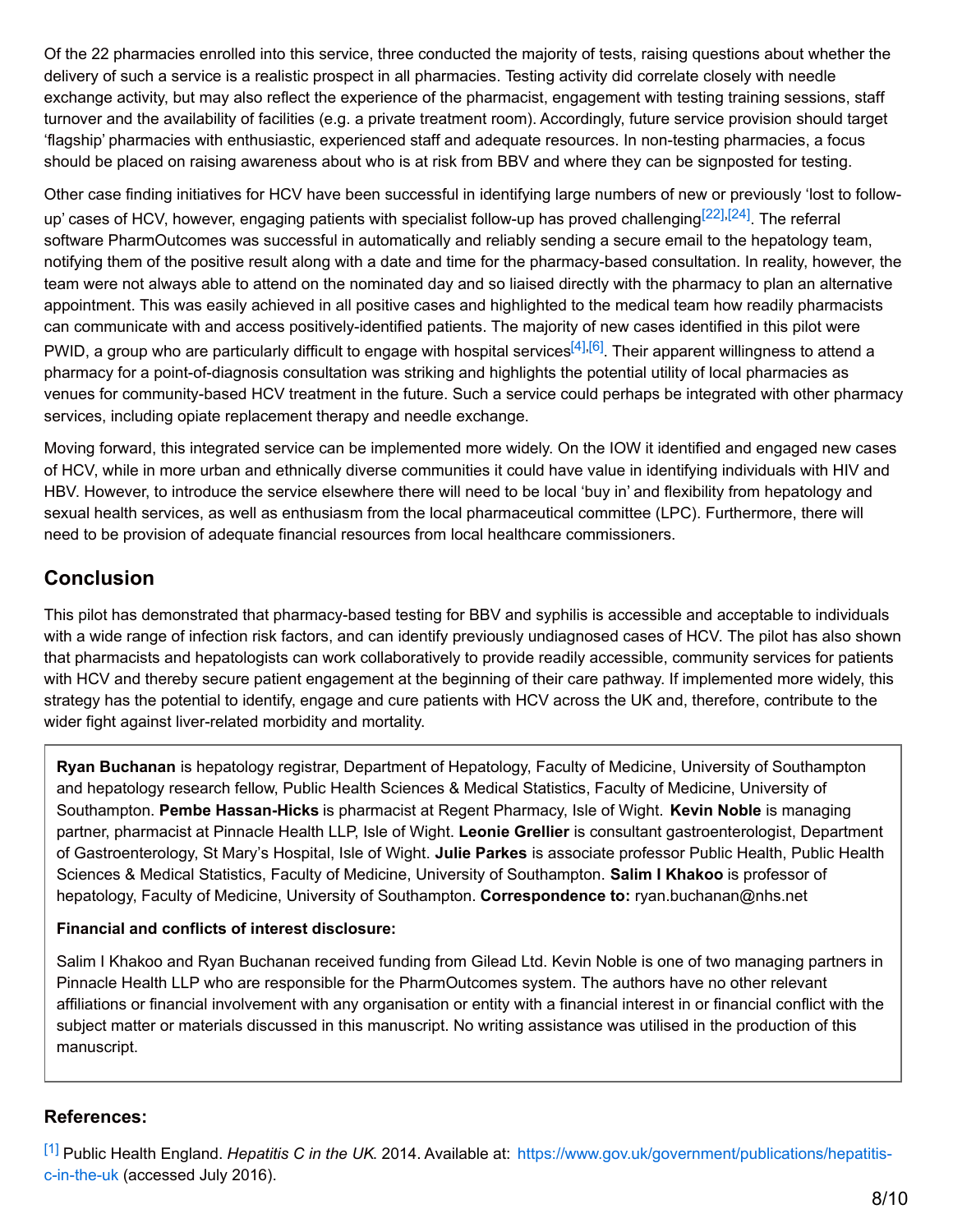Of the 22 pharmacies enrolled into this service, three conducted the majority of tests, raising questions about whether the delivery of such a service is a realistic prospect in all pharmacies. Testing activity did correlate closely with needle exchange activity, but may also reflect the experience of the pharmacist, engagement with testing training sessions, staff turnover and the availability of facilities (e.g. a private treatment room). Accordingly, future service provision should target 'flagship' pharmacies with enthusiastic, experienced staff and adequate resources. In non-testing pharmacies, a focus should be placed on raising awareness about who is at risk from BBV and where they can be signposted for testing.

Other case finding initiatives for HCV have been successful in identifying large numbers of new or previously 'lost to follow-up' cases of HCV, however, engaging patients with specialist follow-up has proved challenging[22],[24]. The referral software PharmOutcomes was successful in automatically and reliably sending a secure email to the hepatology team, notifying them of the positive result along with a date and time for the pharmacy-based consultation. In reality, however, the team were not always able to attend on the nominated day and so liaised directly with the pharmacy to plan an alternative appointment. This was easily achieved in all positive cases and highlighted to the medical team how readily pharmacists can communicate with and access positively-identified patients. The majority of new cases identified in this pilot were PWID, a group who are particularly difficult to engage with hospital services[4],[6]. Their apparent willingness to attend a pharmacy for a point-of-diagnosis consultation was striking and highlights the potential utility of local pharmacies as venues for community-based HCV treatment in the future. Such a service could perhaps be integrated with other pharmacy services, including opiate replacement therapy and needle exchange.

Moving forward, this integrated service can be implemented more widely. On the IOW it identified and engaged new cases of HCV, while in more urban and ethnically diverse communities it could have value in identifying individuals with HIV and HBV. However, to introduce the service elsewhere there will need to be local 'buy in' and flexibility from hepatology and sexual health services, as well as enthusiasm from the local pharmaceutical committee (LPC). Furthermore, there will need to be provision of adequate financial resources from local healthcare commissioners.

## Conclusion

This pilot has demonstrated that pharmacy-based testing for BBV and syphilis is accessible and acceptable to individuals with a wide range of infection risk factors, and can identify previously undiagnosed cases of HCV. The pilot has also shown that pharmacists and hepatologists can work collaboratively to provide readily accessible, community services for patients with HCV and thereby secure patient engagement at the beginning of their care pathway. If implemented more widely, this strategy has the potential to identify, engage and cure patients with HCV across the UK and, therefore, contribute to the wider fight against liver-related morbidity and mortality.

**Ryan Buchanan** is hepatology registrar, Department of Hepatology, Faculty of Medicine, University of Southampton and hepatology research fellow, Public Health Sciences & Medical Statistics, Faculty of Medicine, University of Southampton. **Pembe Hassan-Hicks** is pharmacist at Regent Pharmacy, Isle of Wight. **Kevin Noble** is managing partner, pharmacist at Pinnacle Health LLP, Isle of Wight. **Leonie Grellier** is consultant gastroenterologist, Department of Gastroenterology, St Mary's Hospital, Isle of Wight. **Julie Parkes** is associate professor Public Health, Public Health Sciences & Medical Statistics, Faculty of Medicine, University of Southampton. **Salim I Khakoo** is professor of hepatology, Faculty of Medicine, University of Southampton. **Correspondence to:** ryan.buchanan@nhs.net

**Financial and conflicts of interest disclosure:**

Salim I Khakoo and Ryan Buchanan received funding from Gilead Ltd. Kevin Noble is one of two managing partners in Pinnacle Health LLP who are responsible for the PharmOutcomes system. The authors have no other relevant affiliations or financial involvement with any organisation or entity with a financial interest in or financial conflict with the subject matter or materials discussed in this manuscript. No writing assistance was utilised in the production of this manuscript.

### References:

[1] Public Health England. *Hepatitis C in the UK*. 2014. Available at: https://www.gov.uk/government/publications/hepatitis-c-in-the-uk (accessed July 2016).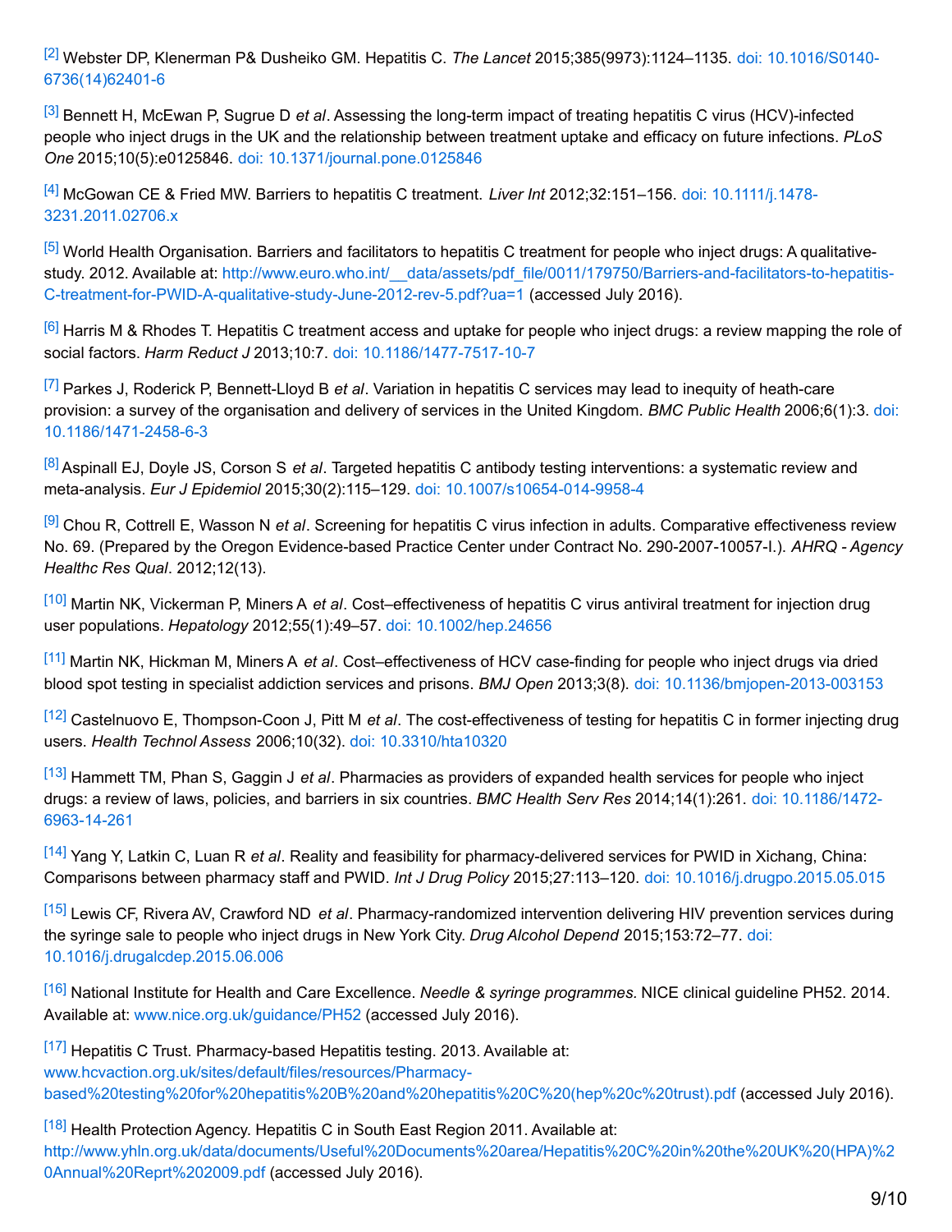[2] Webster DP, Klenerman P& Dusheiko GM. Hepatitis C. *The Lancet* 2015;385(9973):1124–1135. doi: 10.1016/S0140-6736(14)62401-6

[3] Bennett H, McEwan P, Sugrue D *et al*. Assessing the long-term impact of treating hepatitis C virus (HCV)-infected people who inject drugs in the UK and the relationship between treatment uptake and efficacy on future infections. *PLoS One* 2015;10(5):e0125846. doi: 10.1371/journal.pone.0125846

[4] McGowan CE & Fried MW. Barriers to hepatitis C treatment. *Liver Int* 2012;32:151–156. doi: 10.1111/j.1478-3231.2011.02706.x

[5] World Health Organisation. Barriers and facilitators to hepatitis C treatment for people who inject drugs: A qualitative-study. 2012. Available at: http://www.euro.who.int/__data/assets/pdf_file/0011/179750/Barriers-and-facilitators-to-hepatitis-C-treatment-for-PWID-A-qualitative-study-June-2012-rev-5.pdf?ua=1 (accessed July 2016).

[6] Harris M & Rhodes T. Hepatitis C treatment access and uptake for people who inject drugs: a review mapping the role of social factors. *Harm Reduct J* 2013;10:7. doi: 10.1186/1477-7517-10-7

[7] Parkes J, Roderick P, Bennett-Lloyd B *et al*. Variation in hepatitis C services may lead to inequity of heath-care provision: a survey of the organisation and delivery of services in the United Kingdom. *BMC Public Health* 2006;6(1):3. doi: 10.1186/1471-2458-6-3

[8] Aspinall EJ, Doyle JS, Corson S *et al*. Targeted hepatitis C antibody testing interventions: a systematic review and meta-analysis. *Eur J Epidemiol* 2015;30(2):115–129. doi: 10.1007/s10654-014-9958-4

[9] Chou R, Cottrell E, Wasson N *et al*. Screening for hepatitis C virus infection in adults. Comparative effectiveness review No. 69. (Prepared by the Oregon Evidence-based Practice Center under Contract No. 290-2007-10057-I.). *AHRQ - Agency Healthc Res Qual*. 2012;12(13).

[10] Martin NK, Vickerman P, Miners A *et al*. Cost–effectiveness of hepatitis C virus antiviral treatment for injection drug user populations. *Hepatology* 2012;55(1):49–57. doi: 10.1002/hep.24656

[11] Martin NK, Hickman M, Miners A *et al*. Cost–effectiveness of HCV case-finding for people who inject drugs via dried blood spot testing in specialist addiction services and prisons. *BMJ Open* 2013;3(8). doi: 10.1136/bmjopen-2013-003153

[12] Castelnuovo E, Thompson-Coon J, Pitt M *et al*. The cost-effectiveness of testing for hepatitis C in former injecting drug users. *Health Technol Assess* 2006;10(32). doi: 10.3310/hta10320

[13] Hammett TM, Phan S, Gaggin J *et al*. Pharmacies as providers of expanded health services for people who inject drugs: a review of laws, policies, and barriers in six countries. *BMC Health Serv Res* 2014;14(1):261. doi: 10.1186/1472-6963-14-261

[14] Yang Y, Latkin C, Luan R *et al*. Reality and feasibility for pharmacy-delivered services for PWID in Xichang, China: Comparisons between pharmacy staff and PWID. *Int J Drug Policy* 2015;27:113–120. doi: 10.1016/j.drugpo.2015.05.015

[15] Lewis CF, Rivera AV, Crawford ND *et al*. Pharmacy-randomized intervention delivering HIV prevention services during the syringe sale to people who inject drugs in New York City. *Drug Alcohol Depend* 2015;153:72–77. doi: 10.1016/j.drugalcdep.2015.06.006

[16] National Institute for Health and Care Excellence. *Needle & syringe programmes.* NICE clinical guideline PH52. 2014. Available at: www.nice.org.uk/guidance/PH52 (accessed July 2016).

[17] Hepatitis C Trust. Pharmacy-based Hepatitis testing. 2013. Available at: www.hcvaction.org.uk/sites/default/files/resources/Pharmacy-based%20testing%20for%20hepatitis%20B%20and%20hepatitis%20C%20(hep%20c%20trust).pdf (accessed July 2016).

[18] Health Protection Agency. Hepatitis C in South East Region 2011. Available at: http://www.yhln.org.uk/data/documents/Useful%20Documents%20area/Hepatitis%20C%20in%20the%20UK%20(HPA)%20Annual%20Reprt%202009.pdf (accessed July 2016).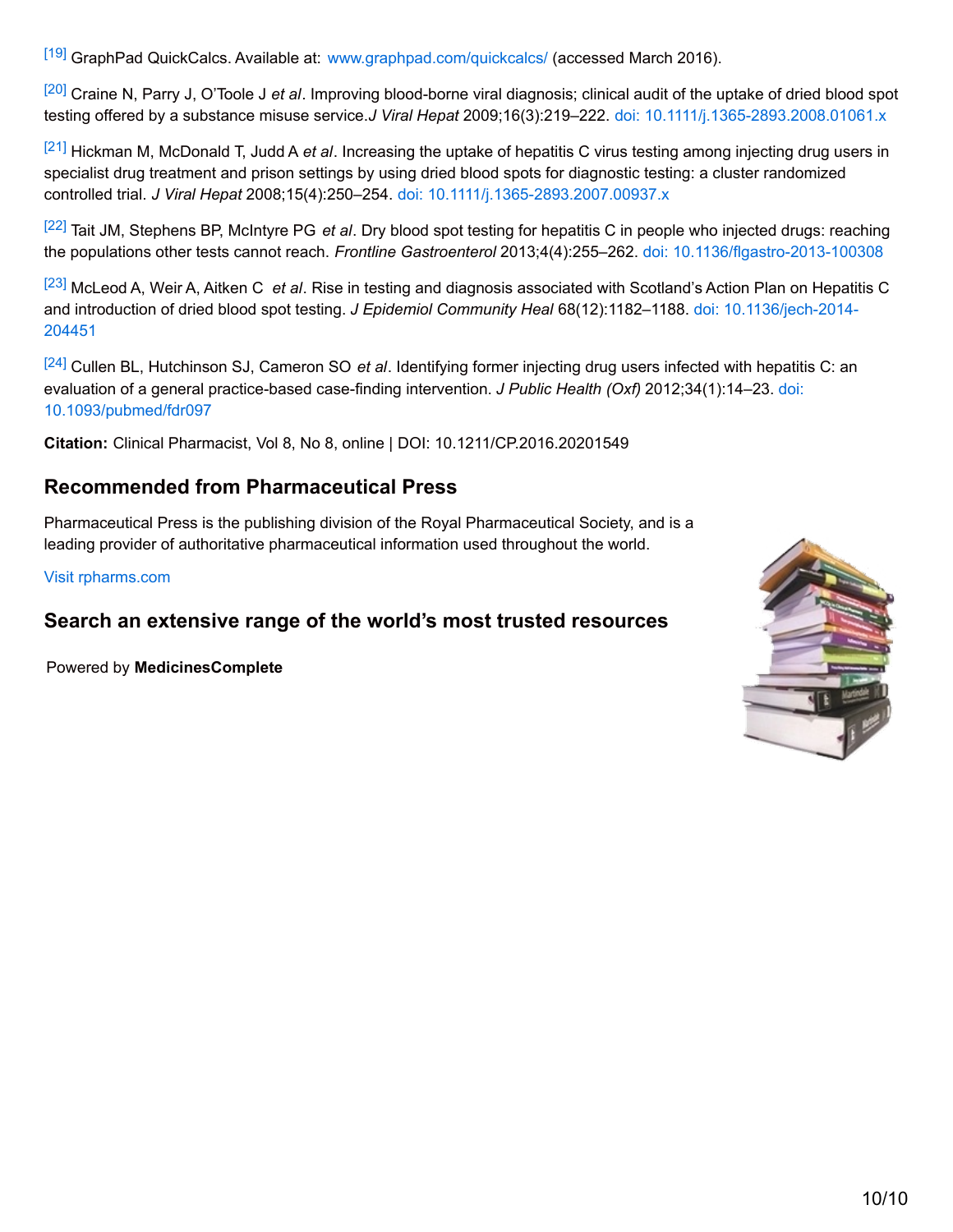[19] GraphPad QuickCalcs. Available at: www.graphpad.com/quickcalcs/ (accessed March 2016).

[20] Craine N, Parry J, O'Toole J *et al*. Improving blood-borne viral diagnosis; clinical audit of the uptake of dried blood spot testing offered by a substance misuse service.*J Viral Hepat* 2009;16(3):219–222. doi: 10.1111/j.1365-2893.2008.01061.x

[21] Hickman M, McDonald T, Judd A *et al*. Increasing the uptake of hepatitis C virus testing among injecting drug users in specialist drug treatment and prison settings by using dried blood spots for diagnostic testing: a cluster randomized controlled trial. *J Viral Hepat* 2008;15(4):250–254. doi: 10.1111/j.1365-2893.2007.00937.x

[22] Tait JM, Stephens BP, McIntyre PG *et al*. Dry blood spot testing for hepatitis C in people who injected drugs: reaching the populations other tests cannot reach. *Frontline Gastroenterol* 2013;4(4):255–262. doi: 10.1136/flgastro-2013-100308

[23] McLeod A, Weir A, Aitken C *et al*. Rise in testing and diagnosis associated with Scotland's Action Plan on Hepatitis C and introduction of dried blood spot testing. *J Epidemiol Community Heal* 68(12):1182–1188. doi: 10.1136/jech-2014-204451

[24] Cullen BL, Hutchinson SJ, Cameron SO *et al*. Identifying former injecting drug users infected with hepatitis C: an evaluation of a general practice-based case-finding intervention. *J Public Health (Oxf)* 2012;34(1):14–23. doi: 10.1093/pubmed/fdr097

**Citation:** Clinical Pharmacist, Vol 8, No 8, online | DOI: 10.1211/CP.2016.20201549

## Recommended from Pharmaceutical Press

Pharmaceutical Press is the publishing division of the Royal Pharmaceutical Society, and is a leading provider of authoritative pharmaceutical information used throughout the world.

Visit rpharms.com

## Search an extensive range of the world's most trusted resources

Powered by **MedicinesComplete**